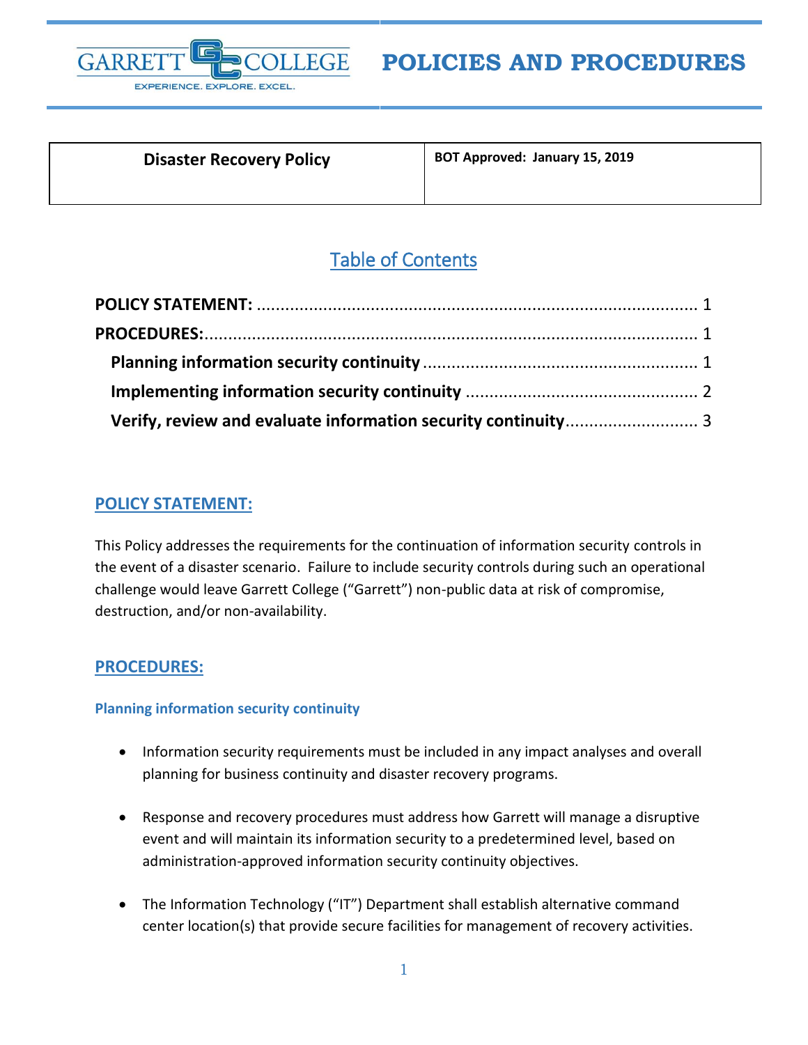# POLICIES AND PROCEDURES

| Disaster Recovery Policy | BOT Approved: January 15, 2019 |
| --- | --- |

## Table of Contents

**POLICY STATEMENT:** ........................................................................................ 1

**PROCEDURES:**................................................................................................... 1

**Planning information security continuity** ........................................................ 1

**Implementing information security continuity** ................................................ 2

**Verify, review and evaluate information security continuity**........................... 3

## POLICY STATEMENT:

This Policy addresses the requirements for the continuation of information security controls in the event of a disaster scenario. Failure to include security controls during such an operational challenge would leave Garrett College ("Garrett") non-public data at risk of compromise, destruction, and/or non-availability.

## PROCEDURES:

### Planning information security continuity

- Information security requirements must be included in any impact analyses and overall planning for business continuity and disaster recovery programs.
- Response and recovery procedures must address how Garrett will manage a disruptive event and will maintain its information security to a predetermined level, based on administration-approved information security continuity objectives.
- The Information Technology ("IT") Department shall establish alternative command center location(s) that provide secure facilities for management of recovery activities.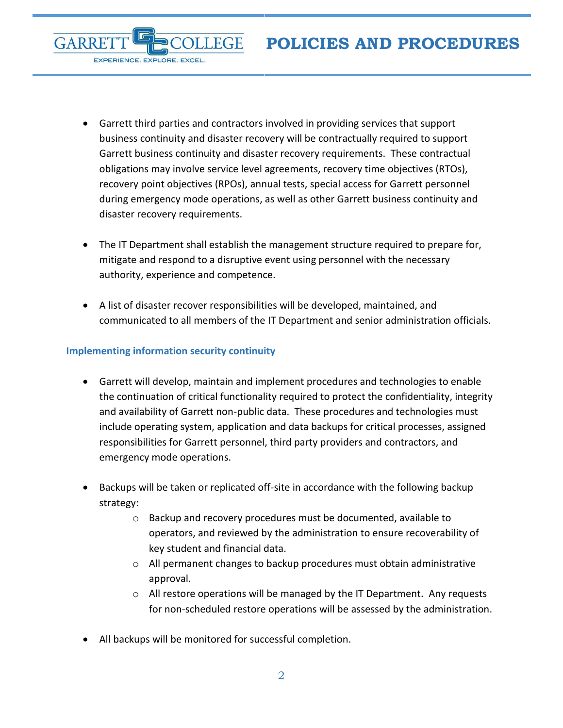- Garrett third parties and contractors involved in providing services that support business continuity and disaster recovery will be contractually required to support Garrett business continuity and disaster recovery requirements. These contractual obligations may involve service level agreements, recovery time objectives (RTOs), recovery point objectives (RPOs), annual tests, special access for Garrett personnel during emergency mode operations, as well as other Garrett business continuity and disaster recovery requirements.

- The IT Department shall establish the management structure required to prepare for, mitigate and respond to a disruptive event using personnel with the necessary authority, experience and competence.

- A list of disaster recover responsibilities will be developed, maintained, and communicated to all members of the IT Department and senior administration officials.

### Implementing information security continuity

- Garrett will develop, maintain and implement procedures and technologies to enable the continuation of critical functionality required to protect the confidentiality, integrity and availability of Garrett non-public data. These procedures and technologies must include operating system, application and data backups for critical processes, assigned responsibilities for Garrett personnel, third party providers and contractors, and emergency mode operations.

- Backups will be taken or replicated off-site in accordance with the following backup strategy:
  - Backup and recovery procedures must be documented, available to operators, and reviewed by the administration to ensure recoverability of key student and financial data.
  - All permanent changes to backup procedures must obtain administrative approval.
  - All restore operations will be managed by the IT Department. Any requests for non-scheduled restore operations will be assessed by the administration.

- All backups will be monitored for successful completion.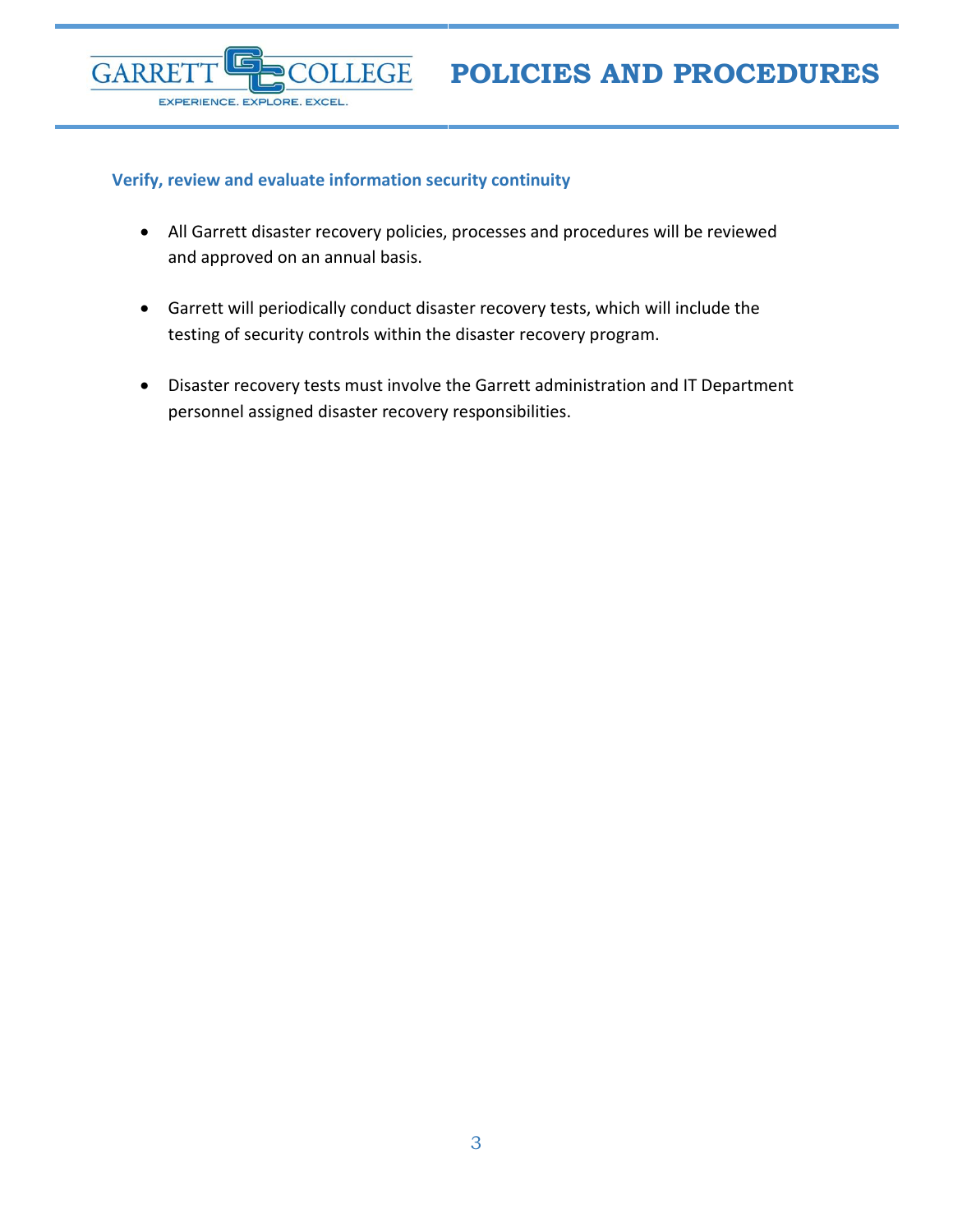### Verify, review and evaluate information security continuity

- All Garrett disaster recovery policies, processes and procedures will be reviewed and approved on an annual basis.

- Garrett will periodically conduct disaster recovery tests, which will include the testing of security controls within the disaster recovery program.

- Disaster recovery tests must involve the Garrett administration and IT Department personnel assigned disaster recovery responsibilities.